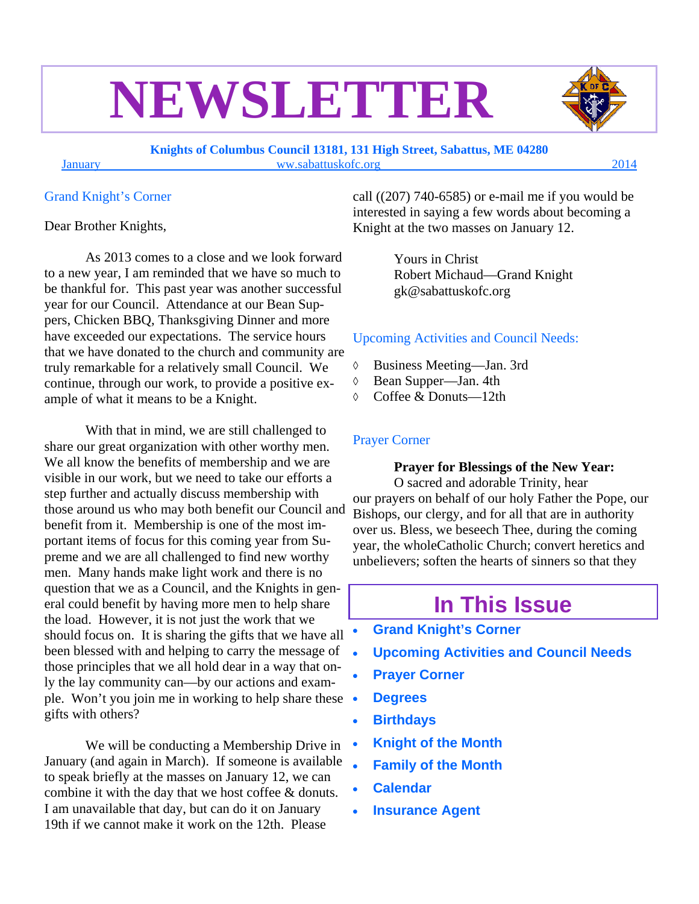# NEWSLETTER

**Knights of Columbus Council 13181, 131 High Street, Sabattus, ME 04280**

January ww.sabattuskofc.org 2014

## Grand Knight's Corner

Dear Brother Knights,

As 2013 comes to a close and we look forward to a new year, I am reminded that we have so much to be thankful for. This past year was another successful year for our Council. Attendance at our Bean Suppers, Chicken BBQ, Thanksgiving Dinner and more have exceeded our expectations. The service hours that we have donated to the church and community are truly remarkable for a relatively small Council. We continue, through our work, to provide a positive example of what it means to be a Knight.

With that in mind, we are still challenged to share our great organization with other worthy men. We all know the benefits of membership and we are visible in our work, but we need to take our efforts a step further and actually discuss membership with those around us who may both benefit our Council and benefit from it. Membership is one of the most important items of focus for this coming year from Supreme and we are all challenged to find new worthy men. Many hands make light work and there is no question that we as a Council, and the Knights in general could benefit by having more men to help share the load. However, it is not just the work that we should focus on. It is sharing the gifts that we have all been blessed with and helping to carry the message of those principles that we all hold dear in a way that only the lay community can—by our actions and example. Won't you join me in working to help share these gifts with others?

We will be conducting a Membership Drive in January (and again in March). If someone is available to speak briefly at the masses on January 12, we can combine it with the day that we host coffee & donuts. I am unavailable that day, but can do it on January 19th if we cannot make it work on the 12th. Please call ((207) 740-6585) or e-mail me if you would be interested in saying a few words about becoming a Knight at the two masses on January 12.

Yours in Christ
Robert Michaud—Grand Knight
gk@sabattuskofc.org

## Upcoming Activities and Council Needs:

- Business Meeting—Jan. 3rd
- Bean Supper—Jan. 4th
- Coffee & Donuts—12th

## Prayer Corner

**Prayer for Blessings of the New Year:**

O sacred and adorable Trinity, hear our prayers on behalf of our holy Father the Pope, our Bishops, our clergy, and for all that are in authority over us. Bless, we beseech Thee, during the coming year, the wholeCatholic Church; convert heretics and unbelievers; soften the hearts of sinners so that they

## In This Issue

- **Grand Knight's Corner**
- **Upcoming Activities and Council Needs**
- **Prayer Corner**
- **Degrees**
- **Birthdays**
- **Knight of the Month**
- **Family of the Month**
- **Calendar**
- **Insurance Agent**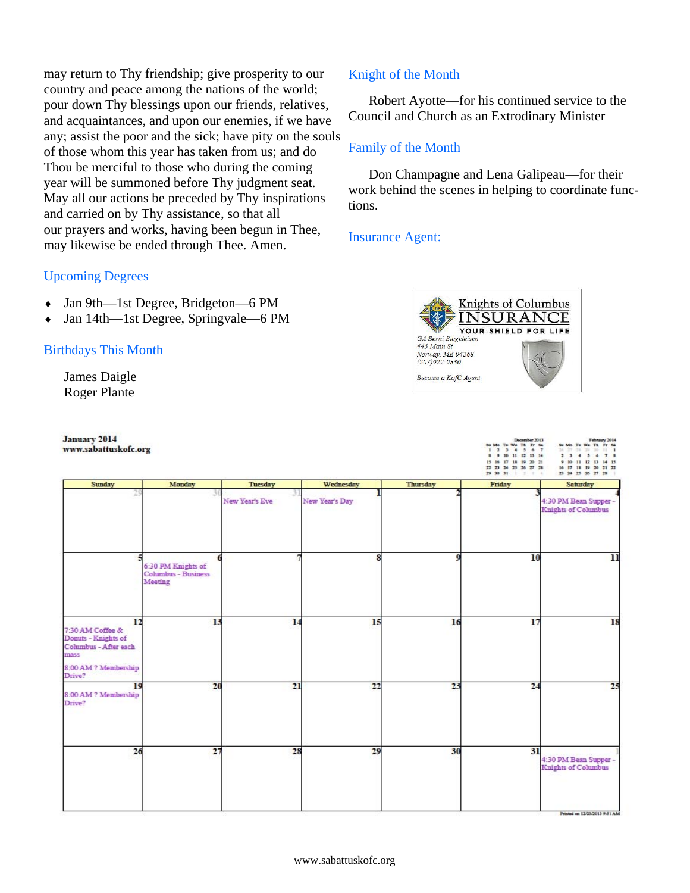may return to Thy friendship; give prosperity to our country and peace among the nations of the world; pour down Thy blessings upon our friends, relatives, and acquaintances, and upon our enemies, if we have any; assist the poor and the sick; have pity on the souls of those whom this year has taken from us; and do Thou be merciful to those who during the coming year will be summoned before Thy judgment seat. May all our actions be preceded by Thy inspirations and carried on by Thy assistance, so that all our prayers and works, having been begun in Thee, may likewise be ended through Thee. Amen.

## Upcoming Degrees

- Jan 9th—1st Degree, Bridgeton—6 PM
- Jan 14th—1st Degree, Springvale—6 PM

## Birthdays This Month

James Daigle
Roger Plante

## Knight of the Month

Robert Ayotte—for his continued service to the Council and Church as an Extrodinary Minister

## Family of the Month

Don Champagne and Lena Galipeau—for their work behind the scenes in helping to coordinate functions.

## Insurance Agent:

Knights of Columbus INSURANCE
YOUR SHIELD FOR LIFE
GA Berni Biegeleisen
445 Main St
Norway, ME 04268
(207)922-9830
Become a KofC Agent

**January 2014**
**www.sabattuskofc.org**

| Sunday | Monday | Tuesday | Wednesday | Thursday | Friday | Saturday |
|---|---|---|---|---|---|---|
| 29 | 30 | 31 New Year's Eve | 1 New Year's Day | 2 | 3 | 4 4:30 PM Bean Supper - Knights of Columbus |
| 5 | 6 6:30 PM Knights of Columbus - Business Meeting | 7 | 8 | 9 | 10 | 11 |
| 12 7:30 AM Coffee & Donuts - Knights of Columbus - After each mass; 8:00 AM ? Membership Drive? | 13 | 14 | 15 | 16 | 17 | 18 |
| 19 8:00 AM ? Membership Drive? | 20 | 21 | 22 | 23 | 24 | 25 |
| 26 | 27 | 28 | 29 | 30 | 31 | 1 4:30 PM Bean Supper - Knights of Columbus |

Printed on 12/23/2013 9:51 AM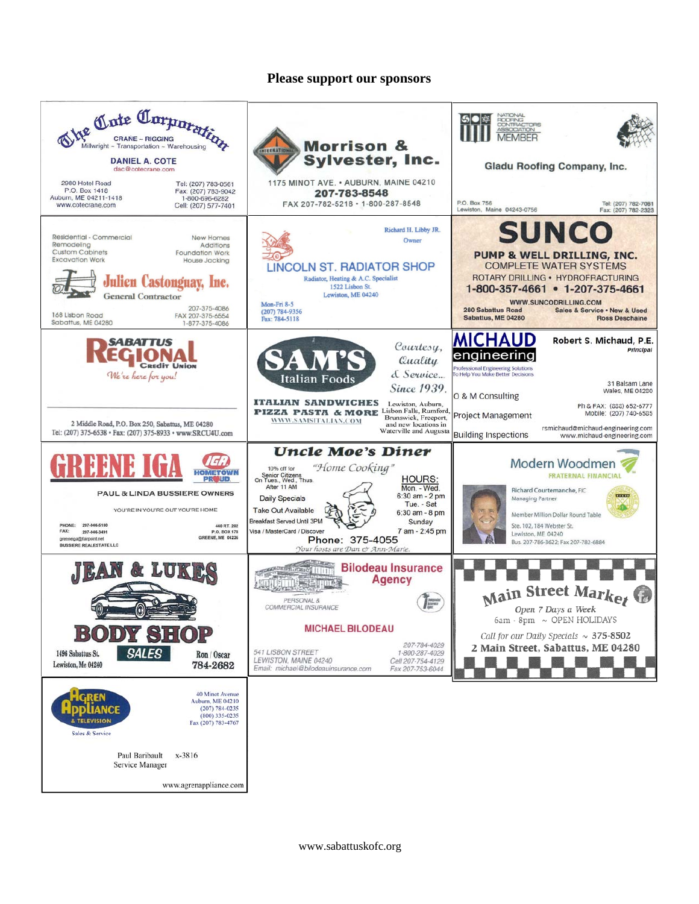# Please support our sponsors

**The Cote Corporation**
CRANE – RIGGING
Millwright ~ Transportation ~ Warehousing

DANIEL A. COTE
dac@cotecrane.com

2980 Hotel Road
P.O. Box 1418
Auburn, ME 04211-1418
www.cotecrane.com

Tel: (207) 783-0561
Fax: (207) 783-9042
1-800-696-6282
Cell: (207) 577-7401

---

**Morrison & Sylvester, Inc.**

1175 MINOT AVE. • AUBURN, MAINE 04210
**207-783-8548**
FAX 207-782-5218 • 1-800-287-8548

---

NATIONAL ROOFING CONTRACTORS ASSOCIATION MEMBER

**Gladu Roofing Company, Inc.**

P.O. Box 756
Lewiston, Maine 04243-0756

Tel: (207) 782-7081
Fax: (207) 782-2323

---

Residential - Commercial
Remodeling
Custom Cabinets
Excavation Work

New Homes
Additions
Foundation Work
House Jacking

**Julien Castonguay, Inc.**
General Contractor

168 Lisbon Road
Sabattus, ME 04280

207-375-4086
FAX 207-375-6554
1-877-375-4086

---

Richard H. Libby JR.
Owner

**LINCOLN ST. RADIATOR SHOP**
Radiator, Heating & A.C. Specialist
1522 Lisbon St.
Lewiston, ME 04240

Mon-Fri 8-5
(207) 784-9356
Fax: 784-5118

---

**SUNCO**
**PUMP & WELL DRILLING, INC.**
COMPLETE WATER SYSTEMS
ROTARY DRILLING • HYDROFRACTURING
**1-800-357-4661 • 1-207-375-4661**
WWW.SUNCODRILLING.COM

280 Sabattus Road
Sabattus, ME 04280

Sales & Service • New & Used
Ross Deschaine

---

**SABATTUS REGIONAL Credit Union**
*We're here for you!*

2 Middle Road, P.O. Box 250, Sabattus, ME 04280
Tel: (207) 375-6538 • Fax: (207) 375-8933 • www.SRCU4U.com

---

**SAM'S Italian Foods**
*Courtesy, Quality & Service... Since 1939.*

ITALIAN SANDWICHES
PIZZA PASTA & MORE
WWW.SAMSITALIAN.COM

Lewiston, Auburn, Lisbon Falls, Rumford, Brunswick, Freeport, and new locations in Waterville and Augusta

---

**MICHAUD engineering**
Professional Engineering Solutions
To Help You Make Better Decisions

**Robert S. Michaud, P.E.**
*Principal*

O & M Consulting
Project Management
Building Inspections

31 Balsam Lane
Wales, ME 04280

Ph & FAX: (888) 652-6777
Mobile: (207) 740-6585

rsmichaud@michaud-engineering.com
www.michaud-engineering.com

---

**GREENE IGA**
HOMETOWN PROUD

PAUL & LINDA BUSSIERE OWNERS

YOU'RE IN YOU'RE OUT YOU'RE HOME

PHONE: 207-946-5100
FAX: 207-946-3491
greeneiga@fairpoint.net
BUSSIERE REALESTATE LLC

440 RT. 202
P.O. BOX 178
GREENE, ME 04236

---

**Uncle Moe's Diner**
*"Home Cooking"*

10% off for Senior Citizens On Tues., Wed., Thus. After 11 AM
Daily Specials
Take Out Available
Breakfast Served Until 3PM
Visa / MasterCard / Discover

HOURS:
Mon. - Wed. 6:30 am - 2 pm
Tue. - Sat 6:30 am - 8 pm
Sunday 7 am - 2:45 pm

**Phone: 375-4055**
*Your hosts are Dan & Ann-Marie.*

---

**Modern Woodmen**
FRATERNAL FINANCIAL

Richard Courtemanche, FIC
Managing Partner

Member Million Dollar Round Table

Ste. 102, 184 Webster St.
Lewiston, ME 04240
Bus. 207-786-3622; Fax 207-782-6884

---

**JEAN & LUKES BODY SHOP**
SALES

1496 Sabattus St.
Lewiston, Me 04240

Ron / Oscar
**784-2682**

---

**Bilodeau Insurance Agency**
PERSONAL & COMMERCIAL INSURANCE

**MICHAEL BILODEAU**

541 LISBON STREET
LEWISTON, MAINE 04240
Email: michael@bilodeauinsurance.com

207-784-4029
1-800-287-4029
Cell 207-754-4129
Fax 207-753-6044

---

**Main Street Market**
*Open 7 Days a Week*
6am - 8pm ~ OPEN HOLIDAYS
*Call for our Daily Specials* ~ 375-8502
**2 Main Street, Sabattus, ME 04280**

---

**AGREN Appliance & TELEVISION**
Sales & Service

40 Minot Avenue
Auburn, ME 04210
(207) 784-0235
(800) 335-0235
Fax (207) 783-4767

Paul Baribault x-3816
Service Manager

www.agrenappliance.com

---

www.sabattuskofc.org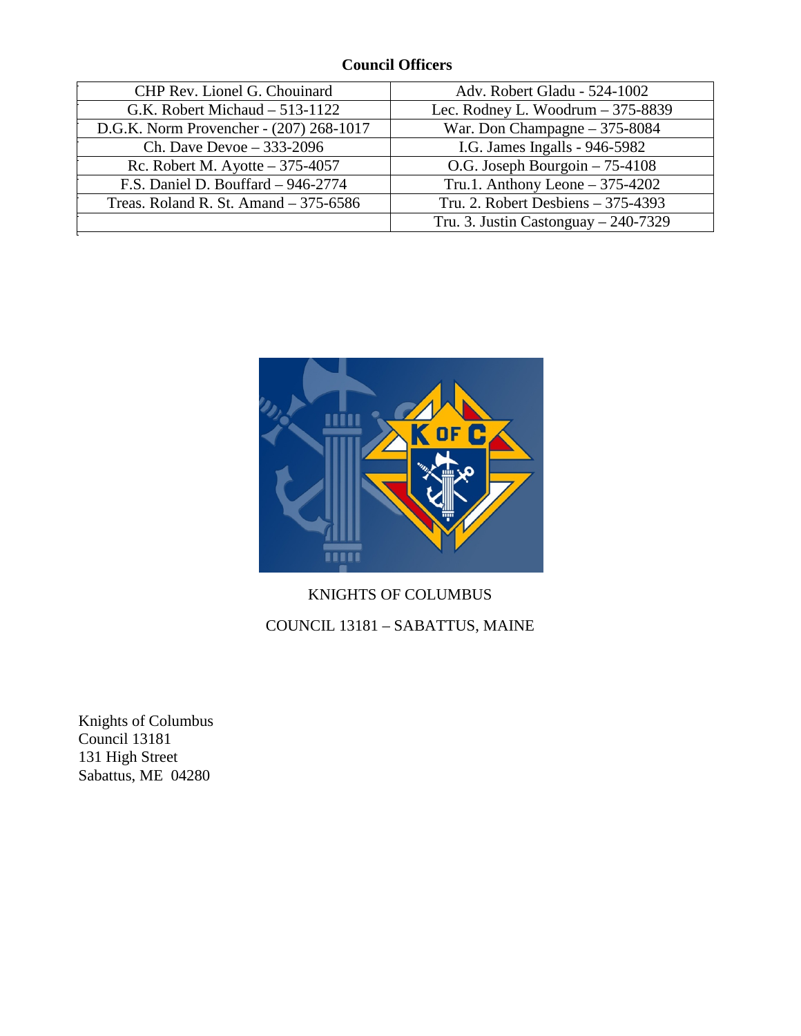**Council Officers**

| | |
|---|---|
| CHP Rev. Lionel G. Chouinard | Adv. Robert Gladu - 524-1002 |
| G.K. Robert Michaud – 513-1122 | Lec. Rodney L. Woodrum – 375-8839 |
| D.G.K. Norm Provencher - (207) 268-1017 | War. Don Champagne – 375-8084 |
| Ch. Dave Devoe – 333-2096 | I.G. James Ingalls - 946-5982 |
| Rc. Robert M. Ayotte – 375-4057 | O.G. Joseph Bourgoin – 75-4108 |
| F.S. Daniel D. Bouffard – 946-2774 | Tru.1. Anthony Leone – 375-4202 |
| Treas. Roland R. St. Amand – 375-6586 | Tru. 2. Robert Desbiens – 375-4393 |
| | Tru. 3. Justin Castonguay – 240-7329 |

KNIGHTS OF COLUMBUS

COUNCIL 13181 – SABATTUS, MAINE

Knights of Columbus
Council 13181
131 High Street
Sabattus, ME 04280